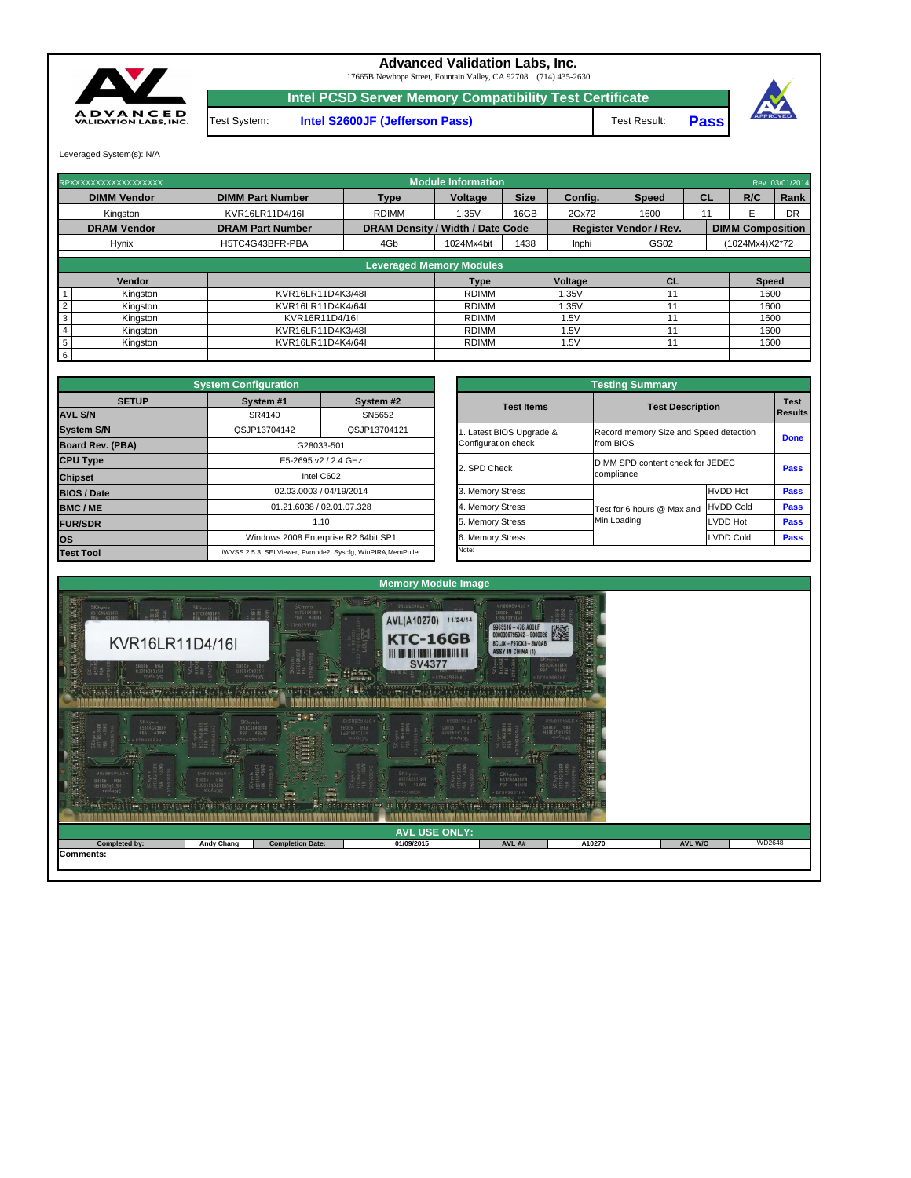# Advanced Validation Labs, Inc.

17665B Newhope Street, Fountain Valley, CA 92708 (714) 435-2630

## Intel PCSD Server Memory Compatibility Test Certificate

| Test System: | Intel S2600JF (Jefferson Pass) | Test Result: | **Pass** |
|---|---|---|---|

Leveraged System(s): N/A

## Module Information

RPXXXXXXXXXXXXXXXXXX — Rev. 03/01/2014

| DIMM Vendor | DIMM Part Number | Type | Voltage | Size | Config. | Speed | CL | R/C | Rank |
|---|---|---|---|---|---|---|---|---|---|
| Kingston | KVR16LR11D4/16I | RDIMM | 1.35V | 16GB | 2Gx72 | 1600 | 11 | E | DR |

| DRAM Vendor | DRAM Part Number | DRAM Density / Width / Date Code | | | Register Vendor / Rev. | | DIMM Composition |
|---|---|---|---|---|---|---|---|
| Hynix | H5TC4G43BFR-PBA | 4Gb | 1024Mx4bit | 1438 | Inphi | GS02 | (1024Mx4)X2*72 |

## Leveraged Memory Modules

| | Vendor | | Type | Voltage | CL | Speed |
|---|---|---|---|---|---|---|
| 1 | Kingston | KVR16LR11D4K3/48I | RDIMM | 1.35V | 11 | 1600 |
| 2 | Kingston | KVR16LR11D4K4/64I | RDIMM | 1.35V | 11 | 1600 |
| 3 | Kingston | KVR16R11D4/16I | RDIMM | 1.5V | 11 | 1600 |
| 4 | Kingston | KVR16LR11D4K3/48I | RDIMM | 1.5V | 11 | 1600 |
| 5 | Kingston | KVR16LR11D4K4/64I | RDIMM | 1.5V | 11 | 1600 |
| 6 | | | | | | |

## System Configuration

| SETUP | System #1 | System #2 |
|---|---|---|
| AVL S/N | SR4140 | SN5652 |
| System S/N | QSJP13704142 | QSJP13704121 |
| Board Rev. (PBA) | G28033-501 | |
| CPU Type | E5-2695 v2 / 2.4 GHz | |
| Chipset | Intel C602 | |
| BIOS / Date | 02.03.0003 / 04/19/2014 | |
| BMC / ME | 01.21.6038 / 02.01.07.328 | |
| FUR/SDR | 1.10 | |
| OS | Windows 2008 Enterprise R2 64bit SP1 | |
| Test Tool | iWVSS 2.5.3, SELViewer, Pvmode2, Syscfg, WinPIRA,MemPuller | |

## Testing Summary

| Test Items | Test Description | | Test Results |
|---|---|---|---|
| 1. Latest BIOS Upgrade & Configuration check | Record memory Size and Speed detection from BIOS | | **Done** |
| 2. SPD Check | DIMM SPD content check for JEDEC compliance | | **Pass** |
| 3. Memory Stress | Test for 6 hours @ Max and Min Loading | HVDD Hot | **Pass** |
| 4. Memory Stress | | HVDD Cold | **Pass** |
| 5. Memory Stress | | LVDD Hot | **Pass** |
| 6. Memory Stress | | LVDD Cold | **Pass** |

Note:

## Memory Module Image

## AVL USE ONLY:

| Completed by: | Andy Chang | Completion Date: | 01/09/2015 | AVL A#: | A10270 | AVL W/O | WD2648 |
|---|---|---|---|---|---|---|---|

Comments: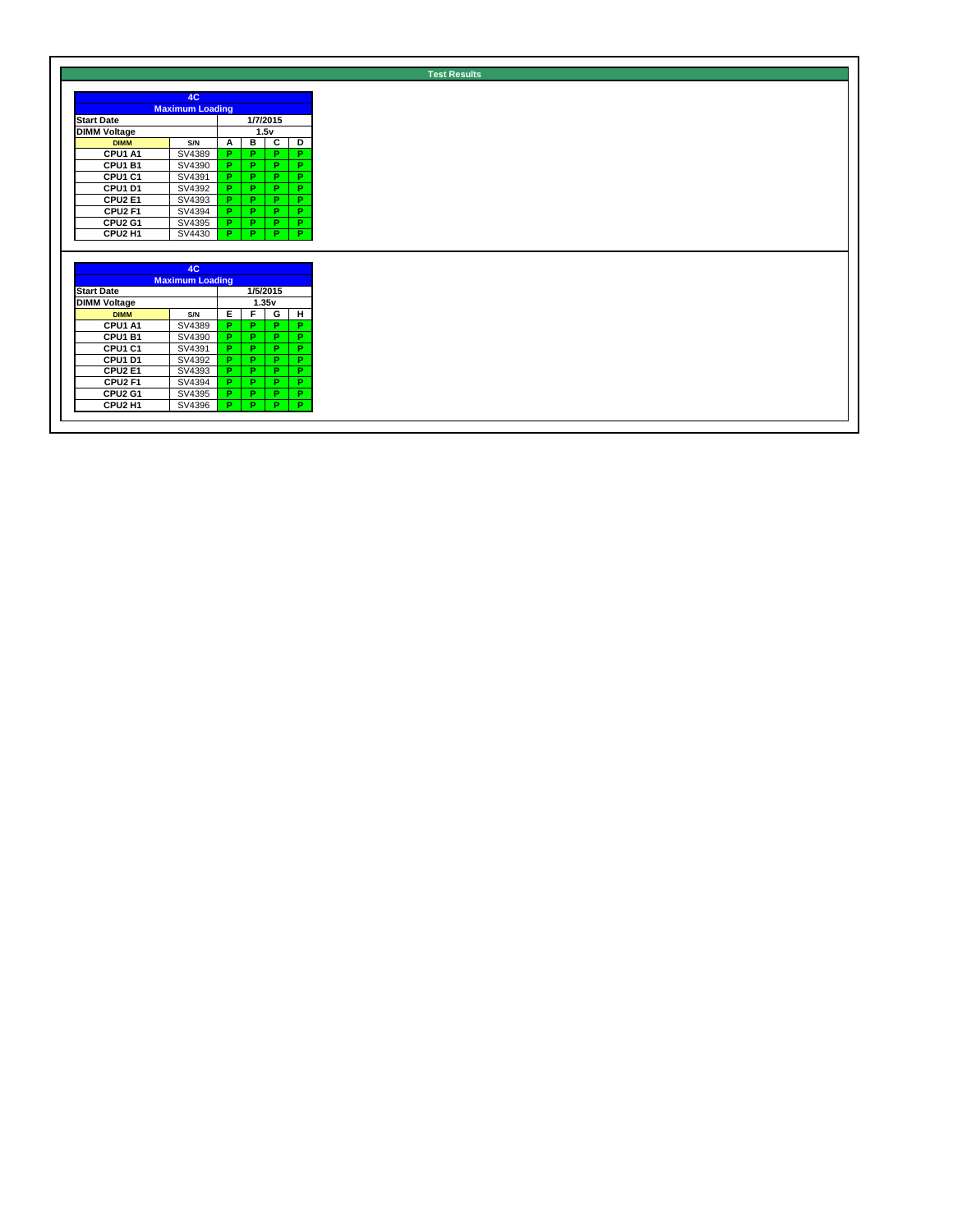## Test Results

| 4C Maximum Loading | | | | | |
|---|---|---|---|---|---|
| Start Date | | 1/7/2015 | | | |
| DIMM Voltage | | 1.5v | | | |
| DIMM | S/N | A | B | C | D |
| CPU1 A1 | SV4389 | P | P | P | P |
| CPU1 B1 | SV4390 | P | P | P | P |
| CPU1 C1 | SV4391 | P | P | P | P |
| CPU1 D1 | SV4392 | P | P | P | P |
| CPU2 E1 | SV4393 | P | P | P | P |
| CPU2 F1 | SV4394 | P | P | P | P |
| CPU2 G1 | SV4395 | P | P | P | P |
| CPU2 H1 | SV4430 | P | P | P | P |

| 4C Maximum Loading | | | | | |
|---|---|---|---|---|---|
| Start Date | | 1/5/2015 | | | |
| DIMM Voltage | | 1.35v | | | |
| DIMM | S/N | E | F | G | H |
| CPU1 A1 | SV4389 | P | P | P | P |
| CPU1 B1 | SV4390 | P | P | P | P |
| CPU1 C1 | SV4391 | P | P | P | P |
| CPU1 D1 | SV4392 | P | P | P | P |
| CPU2 E1 | SV4393 | P | P | P | P |
| CPU2 F1 | SV4394 | P | P | P | P |
| CPU2 G1 | SV4395 | P | P | P | P |
| CPU2 H1 | SV4396 | P | P | P | P |